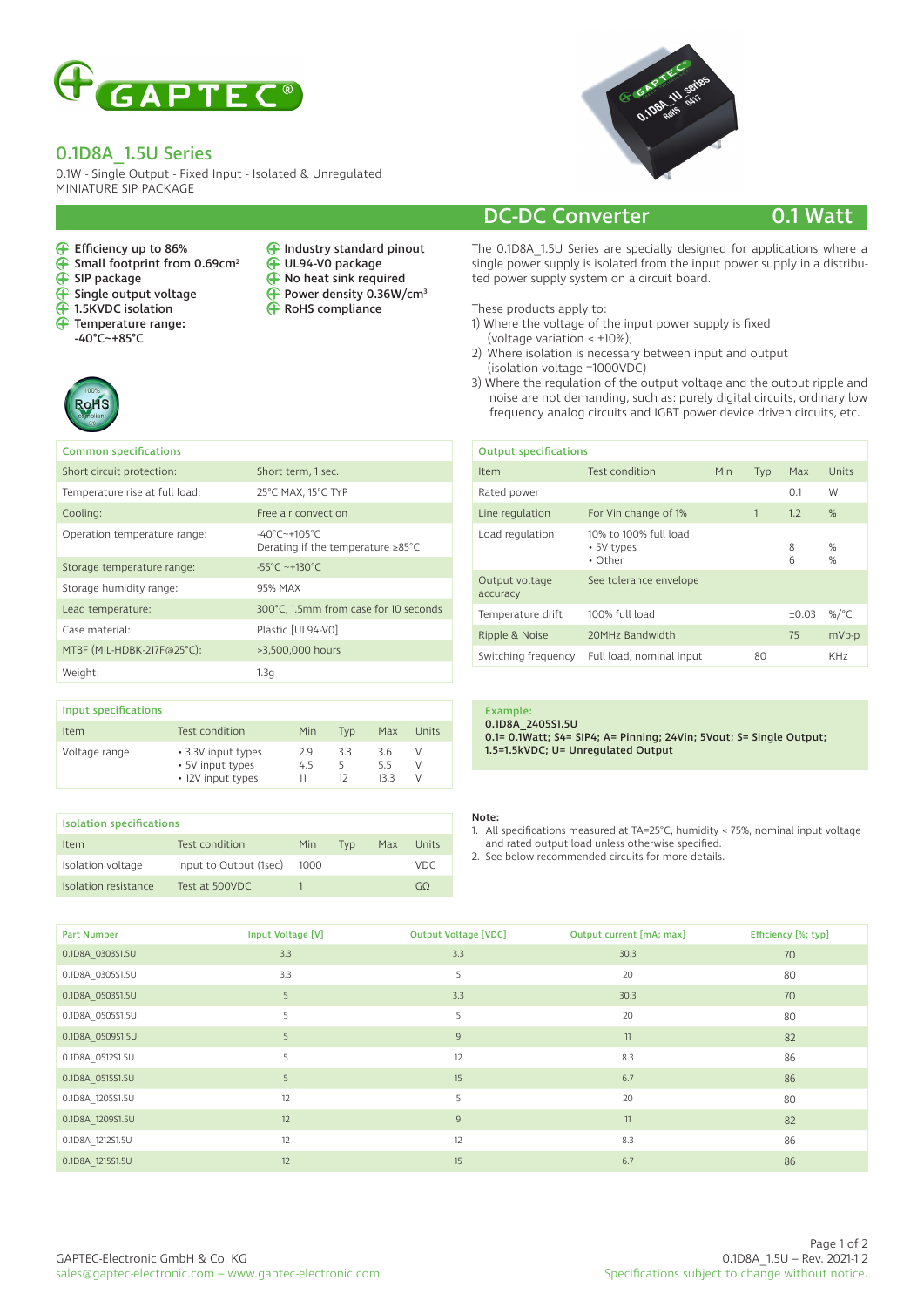# 0.1D8A_1.5U Series

0.1W - Single Output - Fixed Input - Isolated & Unregulated
MINIATURE SIP PACKAGE

## DC-DC Converter 0.1 Watt

- Efficiency up to 86%
- Small footprint from 0.69cm²
- SIP package
- Single output voltage
- 1.5KVDC isolation
- Temperature range: -40°C~+85°C
- Industry standard pinout
- UL94-V0 package
- No heat sink required
- Power density 0.36W/cm³
- RoHS compliance

The 0.1D8A_1.5U Series are specially designed for applications where a single power supply is isolated from the input power supply in a distributed power supply system on a circuit board.

These products apply to:

1) Where the voltage of the input power supply is fixed (voltage variation ≤ ±10%);
2) Where isolation is necessary between input and output (isolation voltage =1000VDC)
3) Where the regulation of the output voltage and the output ripple and noise are not demanding, such as: purely digital circuits, ordinary low frequency analog circuits and IGBT power device driven circuits, etc.

### Common specifications

| | |
|---|---|
| Short circuit protection: | Short term, 1 sec. |
| Temperature rise at full load: | 25°C MAX, 15°C TYP |
| Cooling: | Free air convection |
| Operation temperature range: | -40°C~+105°C<br>Derating if the temperature ≥85°C |
| Storage temperature range: | -55°C ~+130°C |
| Storage humidity range: | 95% MAX |
| Lead temperature: | 300°C, 1.5mm from case for 10 seconds |
| Case material: | Plastic [UL94-V0] |
| MTBF (MIL-HDBK-217F@25°C): | >3,500,000 hours |
| Weight: | 1.3g |

### Output specifications

| Item | Test condition | Min | Typ | Max | Units |
|---|---|---|---|---|---|
| Rated power | | | | 0.1 | W |
| Line regulation | For Vin change of 1% | | 1 | 1.2 | % |
| Load regulation | 10% to 100% full load<br>• 5V types<br>• Other | | | <br>8<br>6 | <br>%<br>% |
| Output voltage accuracy | See tolerance envelope | | | | |
| Temperature drift | 100% full load | | | ±0.03 | %/°C |
| Ripple & Noise | 20MHz Bandwidth | | | 75 | mVp-p |
| Switching frequency | Full load, nominal input | | 80 | | KHz |

### Input specifications

| Item | Test condition | Min | Typ | Max | Units |
|---|---|---|---|---|---|
| Voltage range | • 3.3V input types<br>• 5V input types<br>• 12V input types | 2.9<br>4.5<br>11 | 3.3<br>5<br>12 | 3.6<br>5.5<br>13.3 | V<br>V<br>V |

**Example:**
**0.1D8A_2405S1.5U**
**0.1= 0.1Watt; S4= SIP4; A= Pinning; 24Vin; 5Vout; S= Single Output; 1.5=1.5kVDC; U= Unregulated Output**

### Isolation specifications

| Item | Test condition | Min | Typ | Max | Units |
|---|---|---|---|---|---|
| Isolation voltage | Input to Output (1sec) | 1000 | | | VDC |
| Isolation resistance | Test at 500VDC | 1 | | | GΩ |

**Note:**

1. All specifications measured at TA=25°C, humidity < 75%, nominal input voltage and rated output load unless otherwise specified.
2. See below recommended circuits for more details.

| Part Number | Input Voltage [V] | Output Voltage [VDC] | Output current [mA; max] | Efficiency [%; typ] |
|---|---|---|---|---|
| 0.1D8A_0303S1.5U | 3.3 | 3.3 | 30.3 | 70 |
| 0.1D8A_0305S1.5U | 3.3 | 5 | 20 | 80 |
| 0.1D8A_0503S1.5U | 5 | 3.3 | 30.3 | 70 |
| 0.1D8A_0505S1.5U | 5 | 5 | 20 | 80 |
| 0.1D8A_0509S1.5U | 5 | 9 | 11 | 82 |
| 0.1D8A_0512S1.5U | 5 | 12 | 8.3 | 86 |
| 0.1D8A_0515S1.5U | 5 | 15 | 6.7 | 86 |
| 0.1D8A_1205S1.5U | 12 | 5 | 20 | 80 |
| 0.1D8A_1209S1.5U | 12 | 9 | 11 | 82 |
| 0.1D8A_1212S1.5U | 12 | 12 | 8.3 | 86 |
| 0.1D8A_1215S1.5U | 12 | 15 | 6.7 | 86 |

GAPTEC-Electronic GmbH & Co. KG
sales@gaptec-electronic.com – www.gaptec-electronic.com

0.1D8A_1.5U – Rev. 2021-1.2
Specifications subject to change without notice.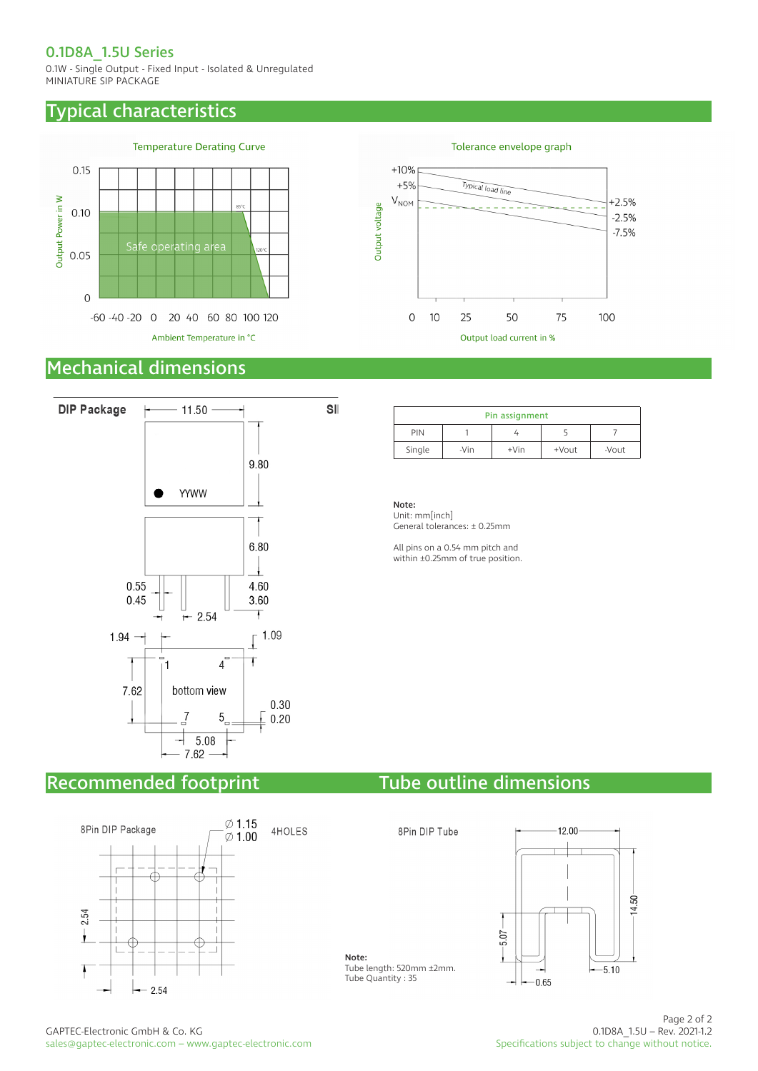# Typical characteristics

Temperature Derating Curve

0.15
0.10
0.05
0
Output Power in W
Safe operating area
85°C
120°C
-60 -40 -20 0 20 40 60 80 100 120
Ambient Temperature in °C

Tolerance envelope graph

+10%
+5%
$V_{NOM}$
Typical load line
+2.5%
-2.5%
-7.5%
Output voltage
0 10 25 50 75 100
Output load current in %

# Mechanical dimensions

DIP Package

11.50
9.80
YYWW
6.80
0.55
0.45
4.60
3.60
2.54
1.94
1.09
7.62
1
4
bottom view
7
5
0.30
0.20
5.08
7.62

SI

| Pin assignment | | | | |
|---|---|---|---|---|
| PIN | 1 | 4 | 5 | 7 |
| Single | -Vin | +Vin | +Vout | -Vout |

**Note:**
Unit: mm[inch]
General tolerances: ± 0.25mm

All pins on a 0.54 mm pitch and within ±0.25mm of true position.

# Recommended footprint

8Pin DIP Package

∅ 1.15
∅ 1.00
4HOLES
2.54
2.54

# Tube outline dimensions

8Pin DIP Tube

12.00
14.50
5.07
5.10
0.65

**Note:**
Tube length: 520mm ±2mm.
Tube Quantity : 35